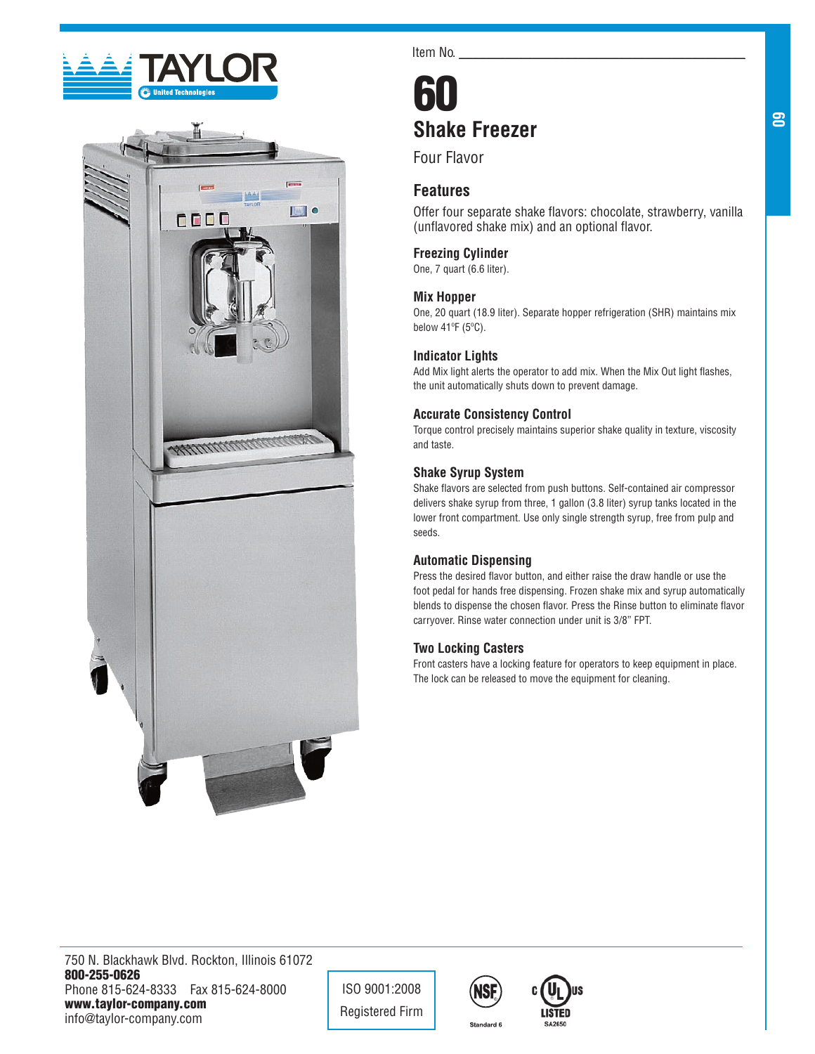TAYLOR
United Technologies

Item No. ___________________________

# 60

## Shake Freezer

Four Flavor

### Features

Offer four separate shake flavors: chocolate, strawberry, vanilla (unflavored shake mix) and an optional flavor.

**Freezing Cylinder**
One, 7 quart (6.6 liter).

**Mix Hopper**
One, 20 quart (18.9 liter). Separate hopper refrigeration (SHR) maintains mix below 41ºF (5ºC).

**Indicator Lights**
Add Mix light alerts the operator to add mix. When the Mix Out light flashes, the unit automatically shuts down to prevent damage.

**Accurate Consistency Control**
Torque control precisely maintains superior shake quality in texture, viscosity and taste.

**Shake Syrup System**
Shake flavors are selected from push buttons. Self-contained air compressor delivers shake syrup from three, 1 gallon (3.8 liter) syrup tanks located in the lower front compartment. Use only single strength syrup, free from pulp and seeds.

**Automatic Dispensing**
Press the desired flavor button, and either raise the draw handle or use the foot pedal for hands free dispensing. Frozen shake mix and syrup automatically blends to dispense the chosen flavor. Press the Rinse button to eliminate flavor carryover. Rinse water connection under unit is 3/8" FPT.

**Two Locking Casters**
Front casters have a locking feature for operators to keep equipment in place. The lock can be released to move the equipment for cleaning.

750 N. Blackhawk Blvd. Rockton, Illinois 61072
**800-255-0626**
Phone 815-624-8333 Fax 815-624-8000
**www.taylor-company.com**
info@taylor-company.com

ISO 9001:2008
Registered Firm

NSF Standard 6

c UL us LISTED SA2650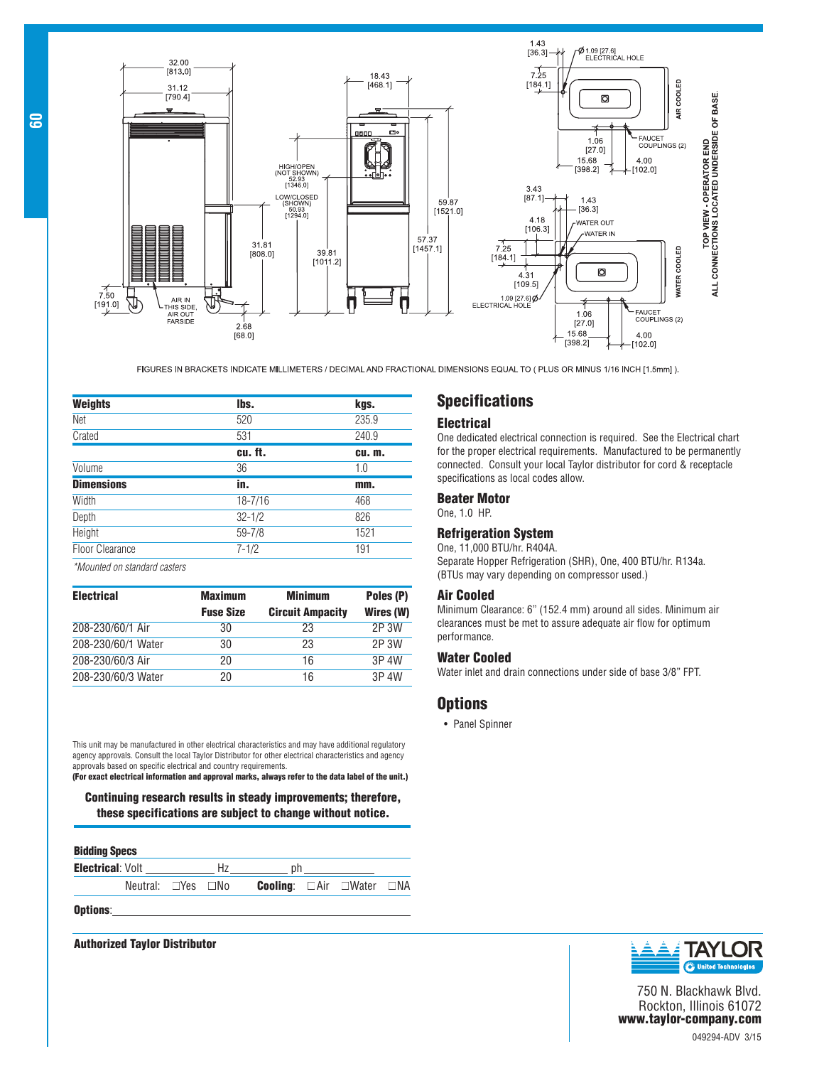32.00
[813.0]
31.12
[790.4]
18.43
[468.1]
HIGH/OPEN
(NOT SHOWN)
52.93
[1346.0]
LOW/CLOSED
(SHOWN)
50.93
[1294.0]
59.87
[1521.0]
57.37
[1457.1]
31.81
[808.0]
39.81
[1011.2]
7.50
[191.0]
AIR IN
THIS SIDE,
AIR OUT
FARSIDE
2.68
[68.0]
1.43
[36.3]
Ø 1.09 [27.6]
ELECTRICAL HOLE
7.25
[184.1]
AIR COOLED
1.06
[27.0]
FAUCET
COUPLINGS (2)
15.68
[398.2]
4.00
[102.0]
3.43
[87.1]
1.43
[36.3]
4.18
[106.3]
WATER OUT
WATER IN
7.25
[184.1]
4.31
[109.5]
1.09 [27.6] Ø
ELECTRICAL HOLE
WATER COOLED
1.06
[27.0]
FAUCET
COUPLINGS (2)
15.68
[398.2]
4.00
[102.0]
TOP VIEW - OPERATOR END
ALL CONNECTIONS LOCATED UNDERSIDE OF BASE.

FIGURES IN BRACKETS INDICATE MILLIMETERS / DECIMAL AND FRACTIONAL DIMENSIONS EQUAL TO ( PLUS OR MINUS 1/16 INCH [1.5mm] ).

| **Weights** | **lbs.** | **kgs.** |
|---|---|---|
| Net | 520 | 235.9 |
| Crated | 531 | 240.9 |
| | **cu. ft.** | **cu. m.** |
| Volume | 36 | 1.0 |
| **Dimensions** | **in.** | **mm.** |
| Width | 18-7/16 | 468 |
| Depth | 32-1/2 | 826 |
| Height | 59-7/8 | 1521 |
| Floor Clearance | 7-1/2 | 191 |

*Mounted on standard casters*

| **Electrical** | **Maximum Fuse Size** | **Minimum Circuit Ampacity** | **Poles (P) Wires (W)** |
|---|---|---|---|
| 208-230/60/1 Air | 30 | 23 | 2P 3W |
| 208-230/60/1 Water | 30 | 23 | 2P 3W |
| 208-230/60/3 Air | 20 | 16 | 3P 4W |
| 208-230/60/3 Water | 20 | 16 | 3P 4W |

This unit may be manufactured in other electrical characteristics and may have additional regulatory agency approvals. Consult the local Taylor Distributor for other electrical characteristics and agency approvals based on specific electrical and country requirements.
**(For exact electrical information and marks, always refer to the data label of the unit.)**

**Continuing research results in steady improvements; therefore, these specifications are subject to change without notice.**

## Specifications

### Electrical

One dedicated electrical connection is required. See the Electrical chart for the proper electrical requirements. Manufactured to be permanently connected. Consult your local Taylor distributor for cord & receptacle specifications as local codes allow.

### Beater Motor

One, 1.0 HP.

### Refrigeration System

One, 11,000 BTU/hr. R404A.
Separate Hopper Refrigeration (SHR), One, 400 BTU/hr. R134a.
(BTUs may vary depending on compressor used.)

### Air Cooled

Minimum Clearance: 6" (152.4 mm) around all sides. Minimum air clearances must be met to assure adequate air flow for optimum performance.

### Water Cooled

Water inlet and drain connections under side of base 3/8" FPT.

## Options

- Panel Spinner

**Bidding Specs**

**Electrical**: Volt ____________ Hz ____________ ph ____________

Neutral: ☐Yes ☐No **Cooling**: ☐Air ☐Water ☐NA

**Options**: ____________________________________________

**Authorized Taylor Distributor**

TAYLOR
United Technologies

750 N. Blackhawk Blvd.
Rockton, Illinois 61072
**www.taylor-company.com**

049294-ADV 3/15